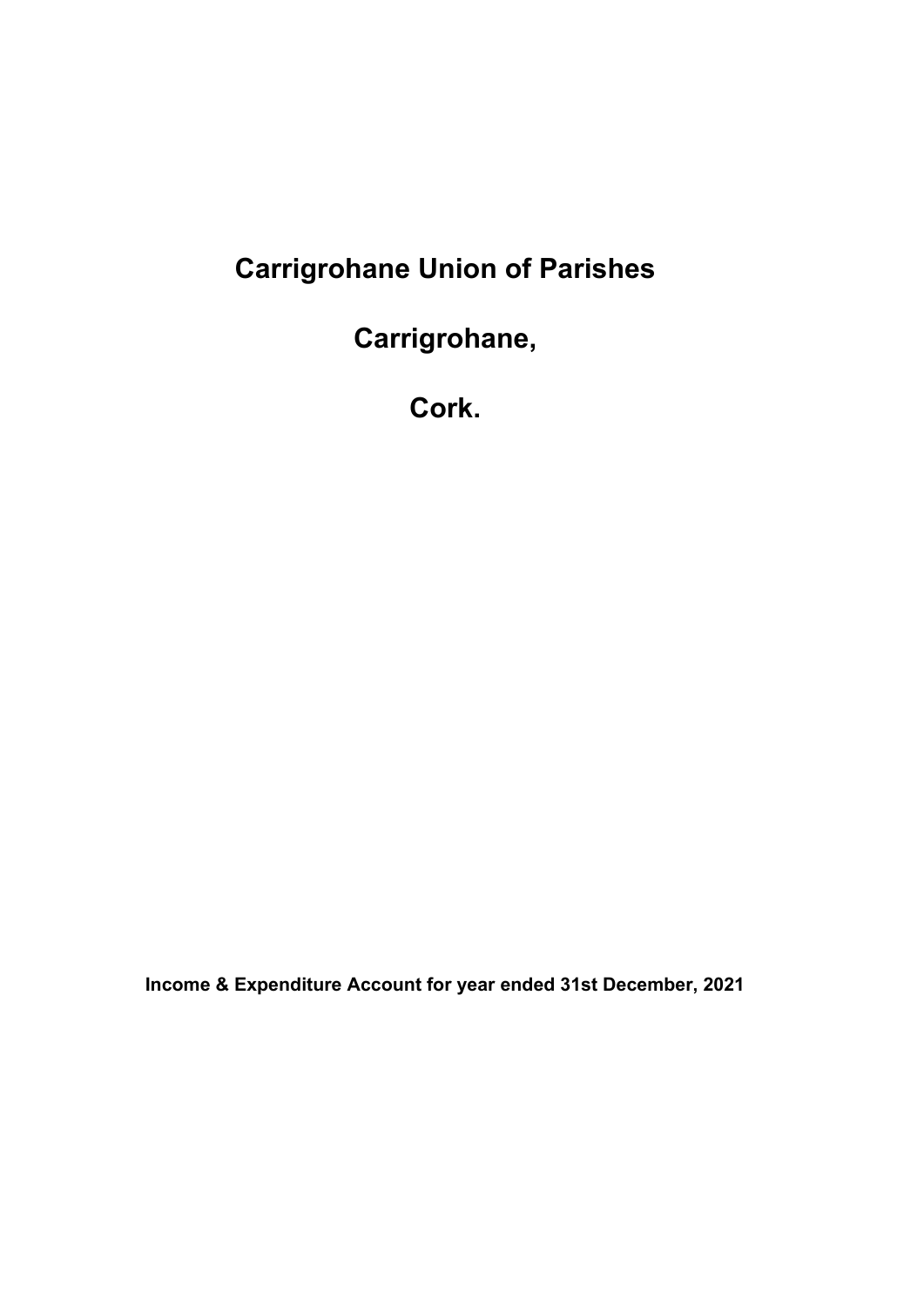# Carrigrohane Union of Parishes

# Carrigrohane,

# Cork.

**Income & Expenditure Account for year ended 31st December, 2021**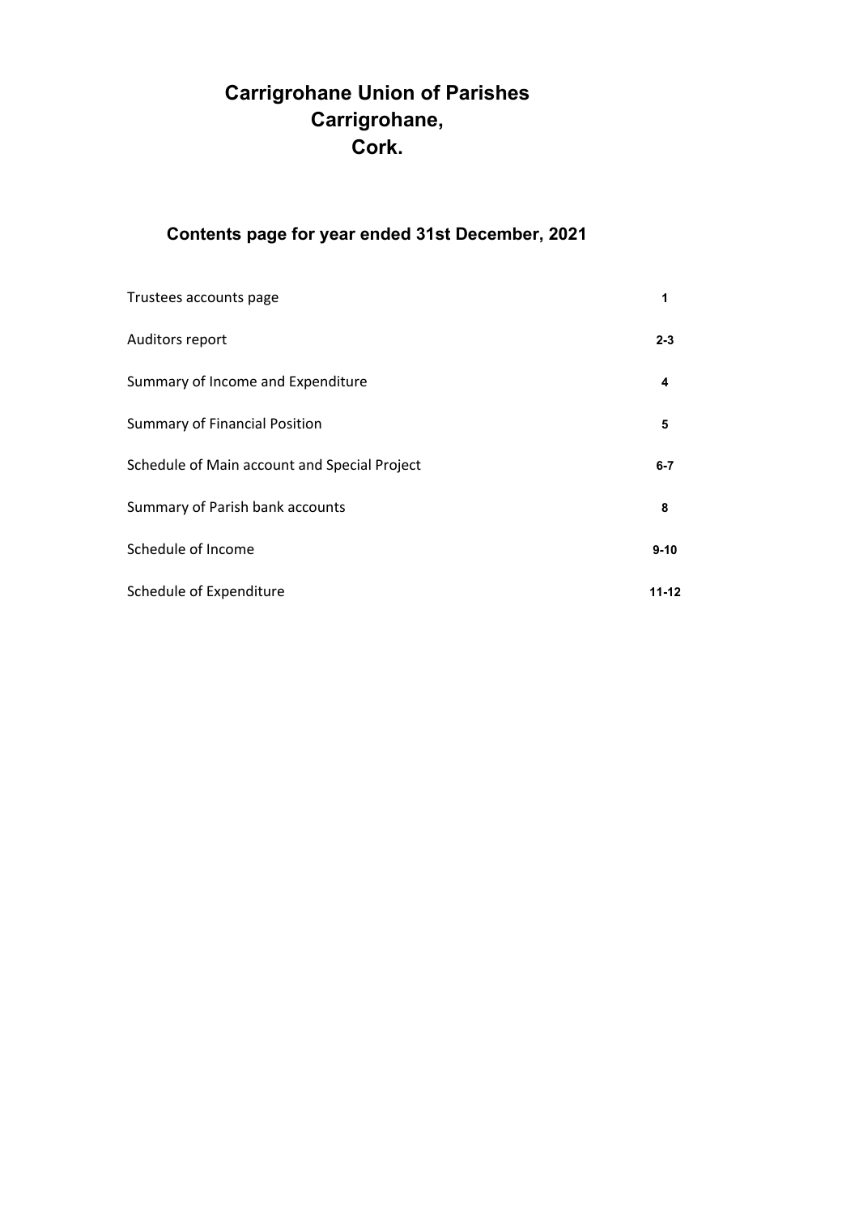# Carrigrohane Union of Parishes
# Carrigrohane,
# Cork.

## Contents page for year ended 31st December, 2021

| | |
|---|---|
| Trustees accounts page | **1** |
| Auditors report | **2-3** |
| Summary of Income and Expenditure | **4** |
| Summary of Financial Position | **5** |
| Schedule of Main account and Special Project | **6-7** |
| Summary of Parish bank accounts | **8** |
| Schedule of Income | **9-10** |
| Schedule of Expenditure | **11-12** |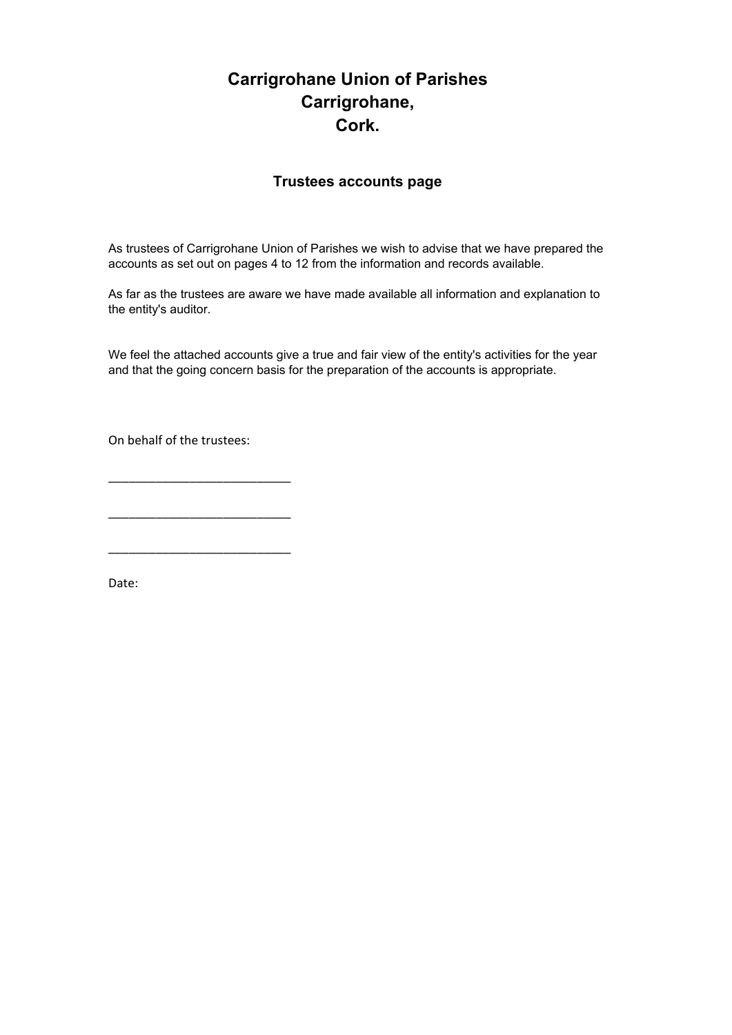# Carrigrohane Union of Parishes
# Carrigrohane,
# Cork.

### Trustees accounts page

As trustees of Carrigrohane Union of Parishes we wish to advise that we have prepared the accounts as set out on pages 4 to 12 from the information and records available.

As far as the trustees are aware we have made available all information and explanation to the entity's auditor.

We feel the attached accounts give a true and fair view of the entity's activities for the year and that the going concern basis for the preparation of the accounts is appropriate.

On behalf of the trustees:

___________________________

___________________________

___________________________

Date: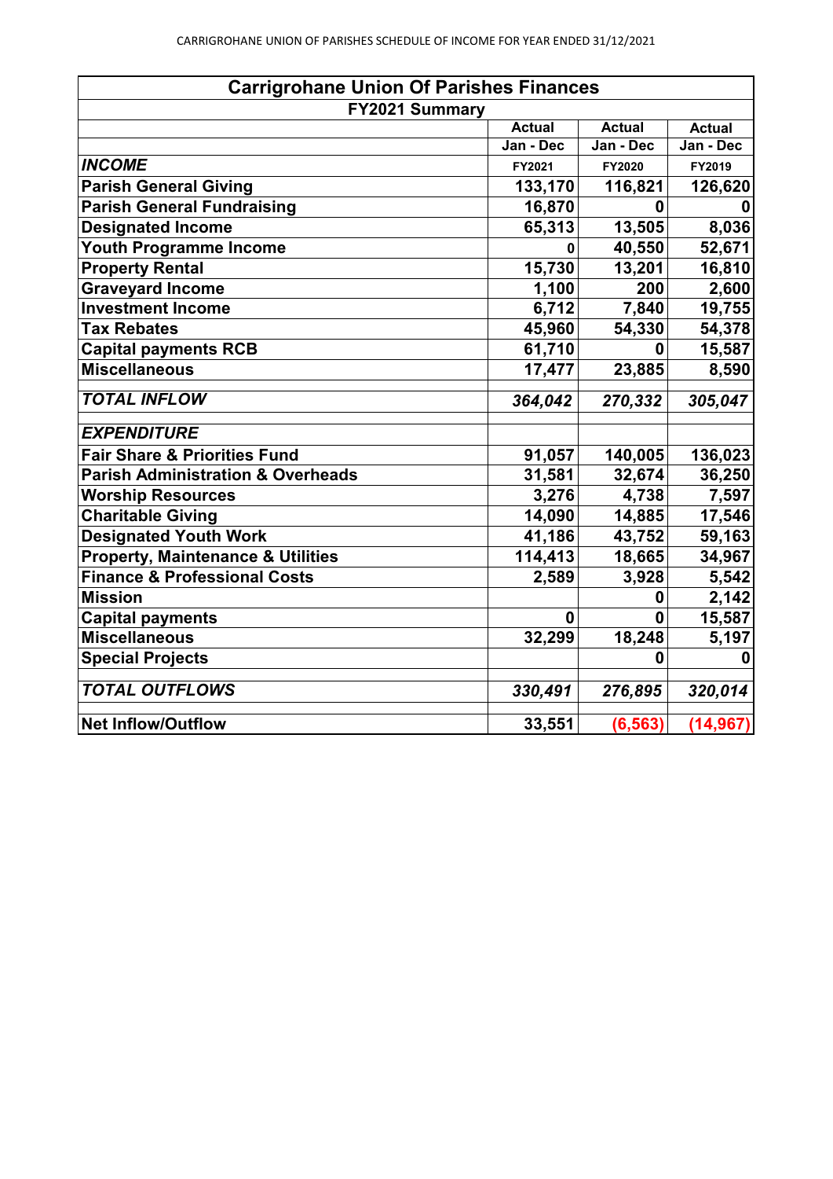CARRIGROHANE UNION OF PARISHES SCHEDULE OF INCOME FOR YEAR ENDED 31/12/2021

| Carrigrohane Union Of Parishes Finances | | | |
|---|---|---|---|
| **FY2021 Summary** | | | |
| | **Actual** | **Actual** | **Actual** |
| | **Jan - Dec** | **Jan - Dec** | **Jan - Dec** |
| ***INCOME*** | **FY2021** | **FY2020** | **FY2019** |
| **Parish General Giving** | **133,170** | **116,821** | **126,620** |
| **Parish General Fundraising** | **16,870** | **0** | **0** |
| **Designated Income** | **65,313** | **13,505** | **8,036** |
| **Youth Programme Income** | **0** | **40,550** | **52,671** |
| **Property Rental** | **15,730** | **13,201** | **16,810** |
| **Graveyard Income** | **1,100** | **200** | **2,600** |
| **Investment Income** | **6,712** | **7,840** | **19,755** |
| **Tax Rebates** | **45,960** | **54,330** | **54,378** |
| **Capital payments RCB** | **61,710** | **0** | **15,587** |
| **Miscellaneous** | **17,477** | **23,885** | **8,590** |
| ***TOTAL INFLOW*** | ***364,042*** | ***270,332*** | ***305,047*** |
| ***EXPENDITURE*** | | | |
| **Fair Share & Priorities Fund** | **91,057** | **140,005** | **136,023** |
| **Parish Administration & Overheads** | **31,581** | **32,674** | **36,250** |
| **Worship Resources** | **3,276** | **4,738** | **7,597** |
| **Charitable Giving** | **14,090** | **14,885** | **17,546** |
| **Designated Youth Work** | **41,186** | **43,752** | **59,163** |
| **Property, Maintenance & Utilities** | **114,413** | **18,665** | **34,967** |
| **Finance & Professional Costs** | **2,589** | **3,928** | **5,542** |
| **Mission** | | **0** | **2,142** |
| **Capital payments** | **0** | **0** | **15,587** |
| **Miscellaneous** | **32,299** | **18,248** | **5,197** |
| **Special Projects** | | **0** | **0** |
| ***TOTAL OUTFLOWS*** | ***330,491*** | ***276,895*** | ***320,014*** |
| **Net Inflow/Outflow** | **33,551** | **(6,563)** | **(14,967)** |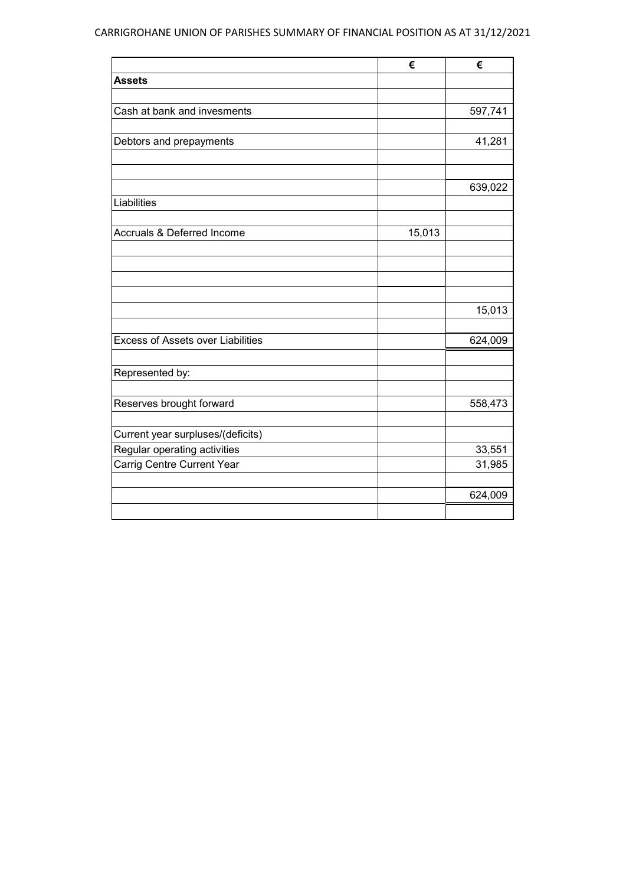CARRIGROHANE UNION OF PARISHES SUMMARY OF FINANCIAL POSITION AS AT 31/12/2021

| | € | € |
|---|---|---|
| **Assets** | | |
| | | |
| Cash at bank and invesments | | 597,741 |
| | | |
| Debtors and prepayments | | 41,281 |
| | | |
| | | |
| | | 639,022 |
| Liabilities | | |
| | | |
| Accruals & Deferred Income | 15,013 | |
| | | |
| | | |
| | | |
| | | |
| | | 15,013 |
| | | |
| Excess of Assets over Liabilities | | 624,009 |
| | | |
| Represented by: | | |
| | | |
| Reserves brought forward | | 558,473 |
| | | |
| Current year surpluses/(deficits) | | |
| Regular operating activities | | 33,551 |
| Carrig Centre Current Year | | 31,985 |
| | | |
| | | 624,009 |
| | | |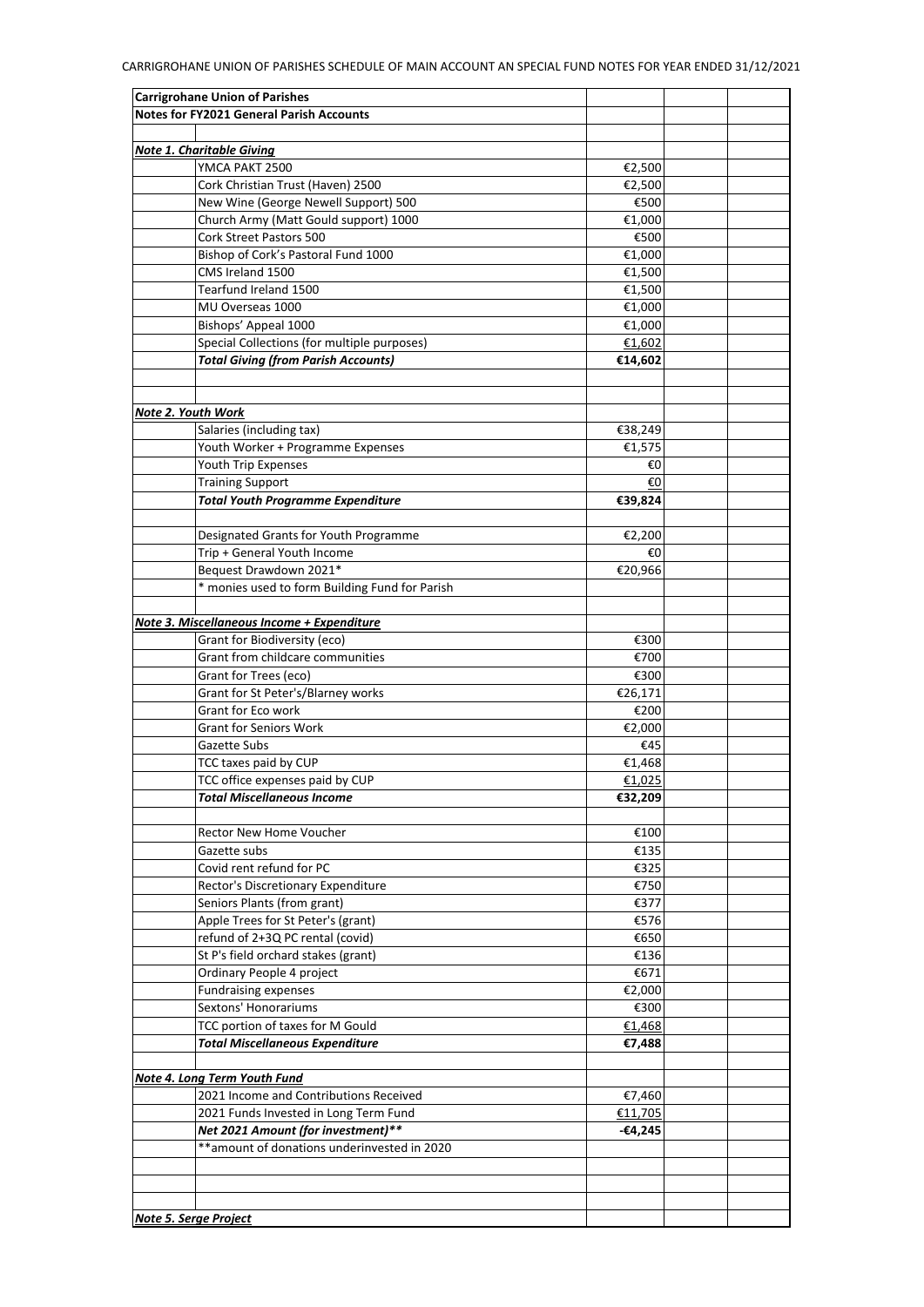CARRIGROHANE UNION OF PARISHES SCHEDULE OF MAIN ACCOUNT AN SPECIAL FUND NOTES FOR YEAR ENDED 31/12/2021

| **Carrigrohane Union of Parishes** | | | | |
|---|---|---|---|---|
| **Notes for FY2021 General Parish Accounts** | | | | |
| | | | | |
| ***Note 1. Charitable Giving*** | | | | |
| | YMCA PAKT 2500 | €2,500 | | |
| | Cork Christian Trust (Haven) 2500 | €2,500 | | |
| | New Wine (George Newell Support) 500 | €500 | | |
| | Church Army (Matt Gould support) 1000 | €1,000 | | |
| | Cork Street Pastors 500 | €500 | | |
| | Bishop of Cork's Pastoral Fund 1000 | €1,000 | | |
| | CMS Ireland 1500 | €1,500 | | |
| | Tearfund Ireland 1500 | €1,500 | | |
| | MU Overseas 1000 | €1,000 | | |
| | Bishops' Appeal 1000 | €1,000 | | |
| | Special Collections (for multiple purposes) | €1,602 | | |
| | ***Total Giving (from Parish Accounts)*** | **€14,602** | | |
| | | | | |
| | | | | |
| ***Note 2. Youth Work*** | | | | |
| | Salaries (including tax) | €38,249 | | |
| | Youth Worker + Programme Expenses | €1,575 | | |
| | Youth Trip Expenses | €0 | | |
| | Training Support | €0 | | |
| | ***Total Youth Programme Expenditure*** | **€39,824** | | |
| | | | | |
| | Designated Grants for Youth Programme | €2,200 | | |
| | Trip + General Youth Income | €0 | | |
| | Bequest Drawdown 2021* | €20,966 | | |
| | * monies used to form Building Fund for Parish | | | |
| | | | | |
| ***Note 3. Miscellaneous Income + Expenditure*** | | | | |
| | Grant for Biodiversity (eco) | €300 | | |
| | Grant from childcare communities | €700 | | |
| | Grant for Trees (eco) | €300 | | |
| | Grant for St Peter's/Blarney works | €26,171 | | |
| | Grant for Eco work | €200 | | |
| | Grant for Seniors Work | €2,000 | | |
| | Gazette Subs | €45 | | |
| | TCC taxes paid by CUP | €1,468 | | |
| | TCC office expenses paid by CUP | €1,025 | | |
| | ***Total Miscellaneous Income*** | **€32,209** | | |
| | | | | |
| | Rector New Home Voucher | €100 | | |
| | Gazette subs | €135 | | |
| | Covid rent refund for PC | €325 | | |
| | Rector's Discretionary Expenditure | €750 | | |
| | Seniors Plants (from grant) | €377 | | |
| | Apple Trees for St Peter's (grant) | €576 | | |
| | refund of 2+3Q PC rental (covid) | €650 | | |
| | St P's field orchard stakes (grant) | €136 | | |
| | Ordinary People 4 project | €671 | | |
| | Fundraising expenses | €2,000 | | |
| | Sextons' Honorariums | €300 | | |
| | TCC portion of taxes for M Gould | €1,468 | | |
| | ***Total Miscellaneous Expenditure*** | **€7,488** | | |
| | | | | |
| ***Note 4. Long Term Youth Fund*** | | | | |
| | 2021 Income and Contributions Received | €7,460 | | |
| | 2021 Funds Invested in Long Term Fund | €11,705 | | |
| | ***Net 2021 Amount (for investment)**** | **-€4,245** | | |
| | **amount of donations underinvested in 2020 | | | |
| | | | | |
| | | | | |
| | | | | |
| ***Note 5. Serge Project*** | | | | |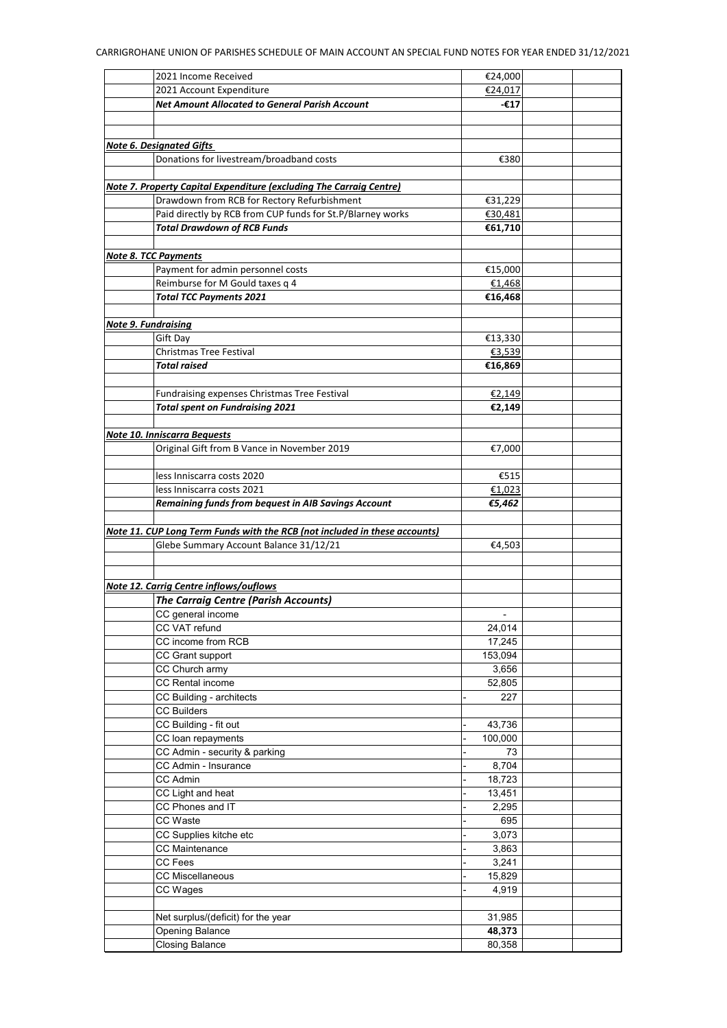CARRIGROHANE UNION OF PARISHES SCHEDULE OF MAIN ACCOUNT AN SPECIAL FUND NOTES FOR YEAR ENDED 31/12/2021

| | | | | |
|---|---|---|---|---|
| | 2021 Income Received | €24,000 | | |
| | 2021 Account Expenditure | €24,017 | | |
| | ***Net Amount Allocated to General Parish Account*** | **-€17** | | |
| | | | | |
| | | | | |
| ***Note 6. Designated Gifts*** | | | | |
| | Donations for livestream/broadband costs | €380 | | |
| | | | | |
| ***Note 7. Property Capital Expenditure (excluding The Carraig Centre)*** | | | | |
| | Drawdown from RCB for Rectory Refurbishment | €31,229 | | |
| | Paid directly by RCB from CUP funds for St.P/Blarney works | €30,481 | | |
| | ***Total Drawdown of RCB Funds*** | **€61,710** | | |
| | | | | |
| ***Note 8. TCC Payments*** | | | | |
| | Payment for admin personnel costs | €15,000 | | |
| | Reimburse for M Gould taxes q 4 | €1,468 | | |
| | ***Total TCC Payments 2021*** | **€16,468** | | |
| | | | | |
| ***Note 9. Fundraising*** | | | | |
| | Gift Day | €13,330 | | |
| | Christmas Tree Festival | €3,539 | | |
| | ***Total raised*** | **€16,869** | | |
| | | | | |
| | Fundraising expenses Christmas Tree Festival | €2,149 | | |
| | ***Total spent on Fundraising 2021*** | **€2,149** | | |
| | | | | |
| ***Note 10. Inniscarra Bequests*** | | | | |
| | Original Gift from B Vance in November 2019 | €7,000 | | |
| | | | | |
| | less Inniscarra costs 2020 | €515 | | |
| | less Inniscarra costs 2021 | €1,023 | | |
| | ***Remaining funds from bequest in AIB Savings Account*** | ***€5,462*** | | |
| | | | | |
| ***Note 11. CUP Long Term Funds with the RCB (not included in these accounts)*** | | | | |
| | Glebe Summary Account Balance 31/12/21 | €4,503 | | |
| | | | | |
| | | | | |
| ***Note 12. Carrig Centre inflows/ouflows*** | | | | |
| | ***The Carraig Centre (Parish Accounts)*** | | | |
| | CC general income | - | | |
| | CC VAT refund | 24,014 | | |
| | CC income from RCB | 17,245 | | |
| | CC Grant support | 153,094 | | |
| | CC Church army | 3,656 | | |
| | CC Rental income | 52,805 | | |
| | CC Building - architects | - 227 | | |
| | CC Builders | | | |
| | CC Building - fit out | - 43,736 | | |
| | CC loan repayments | - 100,000 | | |
| | CC Admin - security & parking | - 73 | | |
| | CC Admin - Insurance | - 8,704 | | |
| | CC Admin | - 18,723 | | |
| | CC Light and heat | - 13,451 | | |
| | CC Phones and IT | - 2,295 | | |
| | CC Waste | - 695 | | |
| | CC Supplies kitche etc | - 3,073 | | |
| | CC Maintenance | - 3,863 | | |
| | CC Fees | - 3,241 | | |
| | CC Miscellaneous | - 15,829 | | |
| | CC Wages | - 4,919 | | |
| | | | | |
| | Net surplus/(deficit) for the year | 31,985 | | |
| | Opening Balance | **48,373** | | |
| | Closing Balance | 80,358 | | |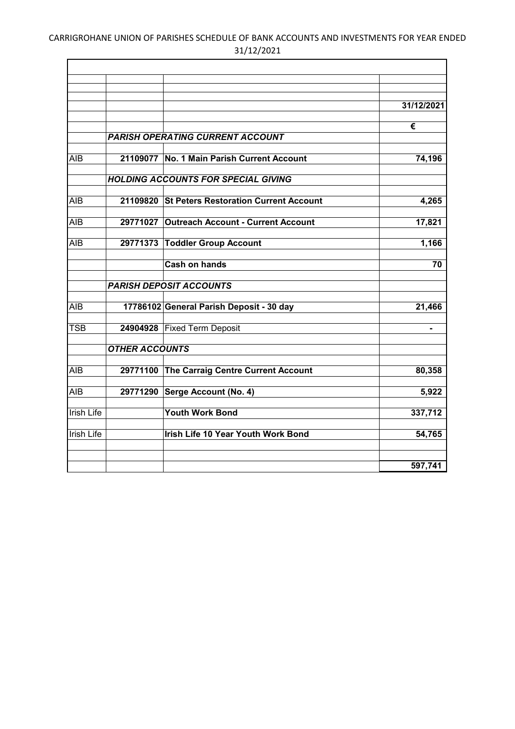CARRIGROHANE UNION OF PARISHES SCHEDULE OF BANK ACCOUNTS AND INVESTMENTS FOR YEAR ENDED 31/12/2021

| | | | 31/12/2021 |
|---|---|---|---|
| | | | € |
| | ***PARISH OPERATING CURRENT ACCOUNT*** | | |
| AIB | **21109077** | **No. 1 Main Parish Current Account** | **74,196** |
| | ***HOLDING ACCOUNTS FOR SPECIAL GIVING*** | | |
| AIB | **21109820** | **St Peters Restoration Current Account** | **4,265** |
| AIB | **29771027** | **Outreach Account - Current Account** | **17,821** |
| AIB | **29771373** | **Toddler Group Account** | **1,166** |
| | | **Cash on hands** | **70** |
| | ***PARISH DEPOSIT ACCOUNTS*** | | |
| AIB | **17786102** | **General Parish Deposit - 30 day** | **21,466** |
| TSB | **24904928** | Fixed Term Deposit | **-** |
| | ***OTHER ACCOUNTS*** | | |
| AIB | **29771100** | **The Carraig Centre Current Account** | **80,358** |
| AIB | **29771290** | **Serge Account (No. 4)** | **5,922** |
| Irish Life | | **Youth Work Bond** | **337,712** |
| Irish Life | | **Irish Life 10 Year Youth Work Bond** | **54,765** |
| | | | **597,741** |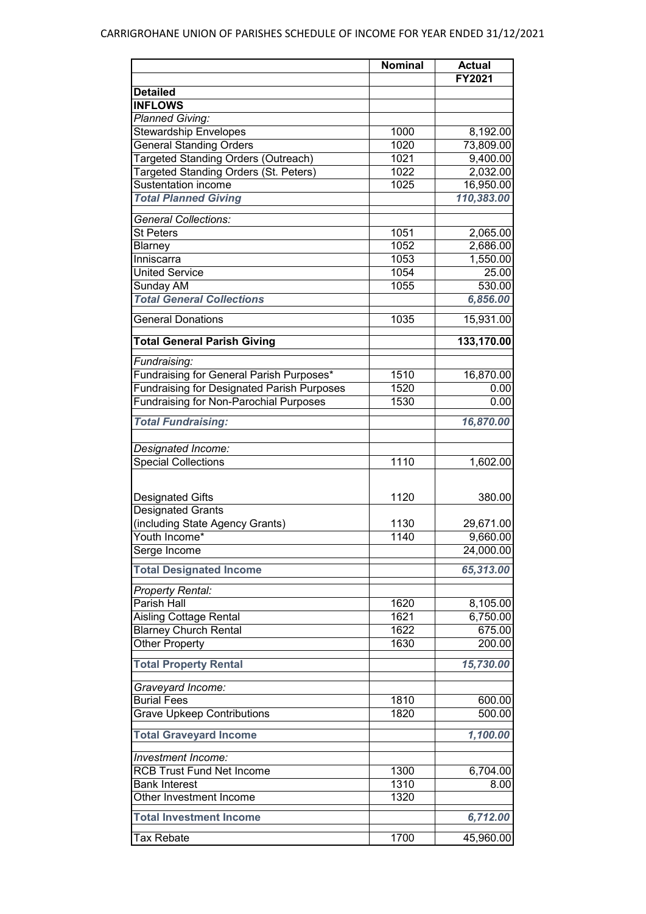CARRIGROHANE UNION OF PARISHES SCHEDULE OF INCOME FOR YEAR ENDED 31/12/2021

| | Nominal | Actual |
|---|---|---|
| | | **FY2021** |
| **Detailed** | | |
| **INFLOWS** | | |
| *Planned Giving:* | | |
| Stewardship Envelopes | 1000 | 8,192.00 |
| General Standing Orders | 1020 | 73,809.00 |
| Targeted Standing Orders (Outreach) | 1021 | 9,400.00 |
| Targeted Standing Orders (St. Peters) | 1022 | 2,032.00 |
| Sustentation income | 1025 | 16,950.00 |
| ***Total Planned Giving*** | | ***110,383.00*** |
| *General Collections:* | | |
| St Peters | 1051 | 2,065.00 |
| Blarney | 1052 | 2,686.00 |
| Inniscarra | 1053 | 1,550.00 |
| United Service | 1054 | 25.00 |
| Sunday AM | 1055 | 530.00 |
| ***Total General Collections*** | | ***6,856.00*** |
| General Donations | 1035 | 15,931.00 |
| **Total General Parish Giving** | | **133,170.00** |
| *Fundraising:* | | |
| Fundraising for General Parish Purposes* | 1510 | 16,870.00 |
| Fundraising for Designated Parish Purposes | 1520 | 0.00 |
| Fundraising for Non-Parochial Purposes | 1530 | 0.00 |
| ***Total Fundraising:*** | | ***16,870.00*** |
| *Designated Income:* | | |
| Special Collections | 1110 | 1,602.00 |
| Designated Gifts | 1120 | 380.00 |
| Designated Grants (including State Agency Grants) | 1130 | 29,671.00 |
| Youth Income* | 1140 | 9,660.00 |
| Serge Income | | 24,000.00 |
| **Total Designated Income** | | ***65,313.00*** |
| *Property Rental:* | | |
| Parish Hall | 1620 | 8,105.00 |
| Aisling Cottage Rental | 1621 | 6,750.00 |
| Blarney Church Rental | 1622 | 675.00 |
| Other Property | 1630 | 200.00 |
| **Total Property Rental** | | ***15,730.00*** |
| *Graveyard Income:* | | |
| Burial Fees | 1810 | 600.00 |
| Grave Upkeep Contributions | 1820 | 500.00 |
| **Total Graveyard Income** | | ***1,100.00*** |
| *Investment Income:* | | |
| RCB Trust Fund Net Income | 1300 | 6,704.00 |
| Bank Interest | 1310 | 8.00 |
| Other Investment Income | 1320 | |
| **Total Investment Income** | | ***6,712.00*** |
| Tax Rebate | 1700 | 45,960.00 |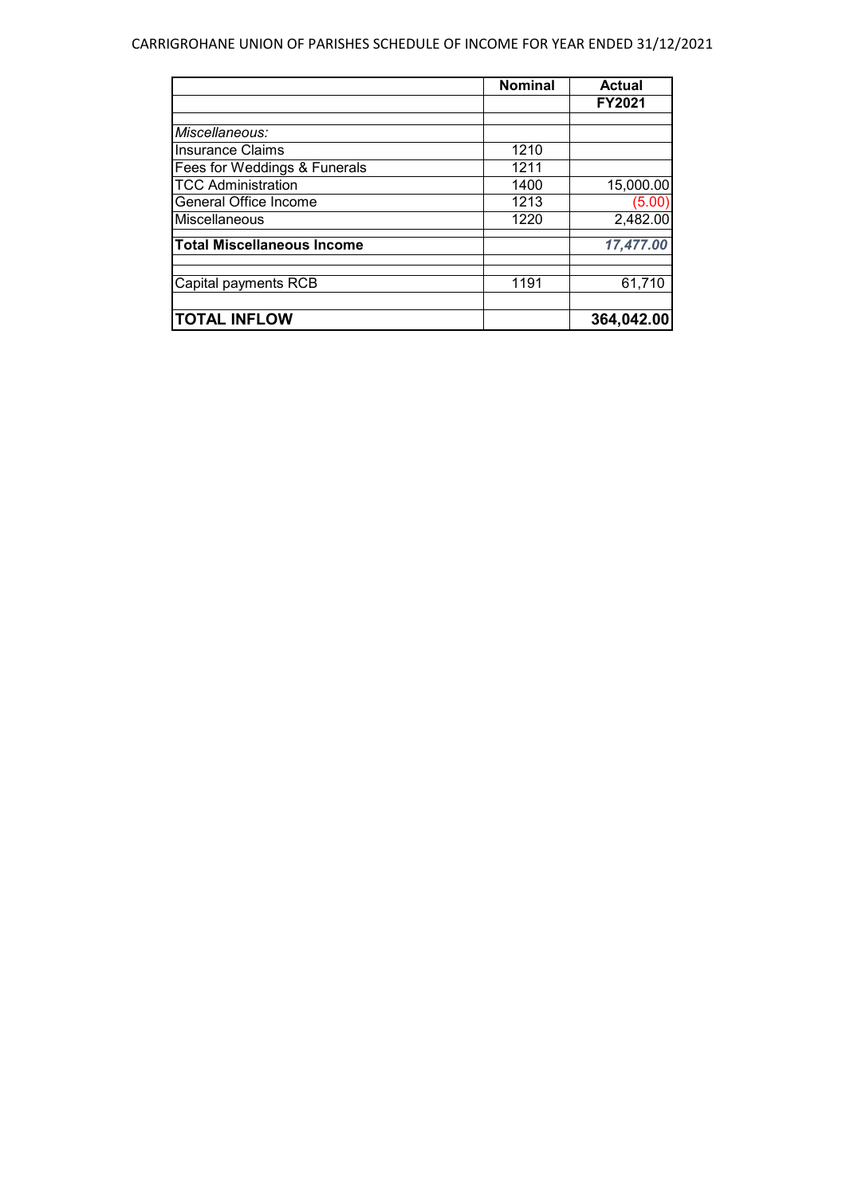CARRIGROHANE UNION OF PARISHES SCHEDULE OF INCOME FOR YEAR ENDED 31/12/2021

| | Nominal | Actual |
|---|---|---|
| | | **FY2021** |
| | | |
| *Miscellaneous:* | | |
| Insurance Claims | 1210 | |
| Fees for Weddings & Funerals | 1211 | |
| TCC Administration | 1400 | 15,000.00 |
| General Office Income | 1213 | (5.00) |
| Miscellaneous | 1220 | 2,482.00 |
| **Total Miscellaneous Income** | | ***17,477.00*** |
| | | |
| Capital payments RCB | 1191 | 61,710 |
| | | |
| **TOTAL INFLOW** | | **364,042.00** |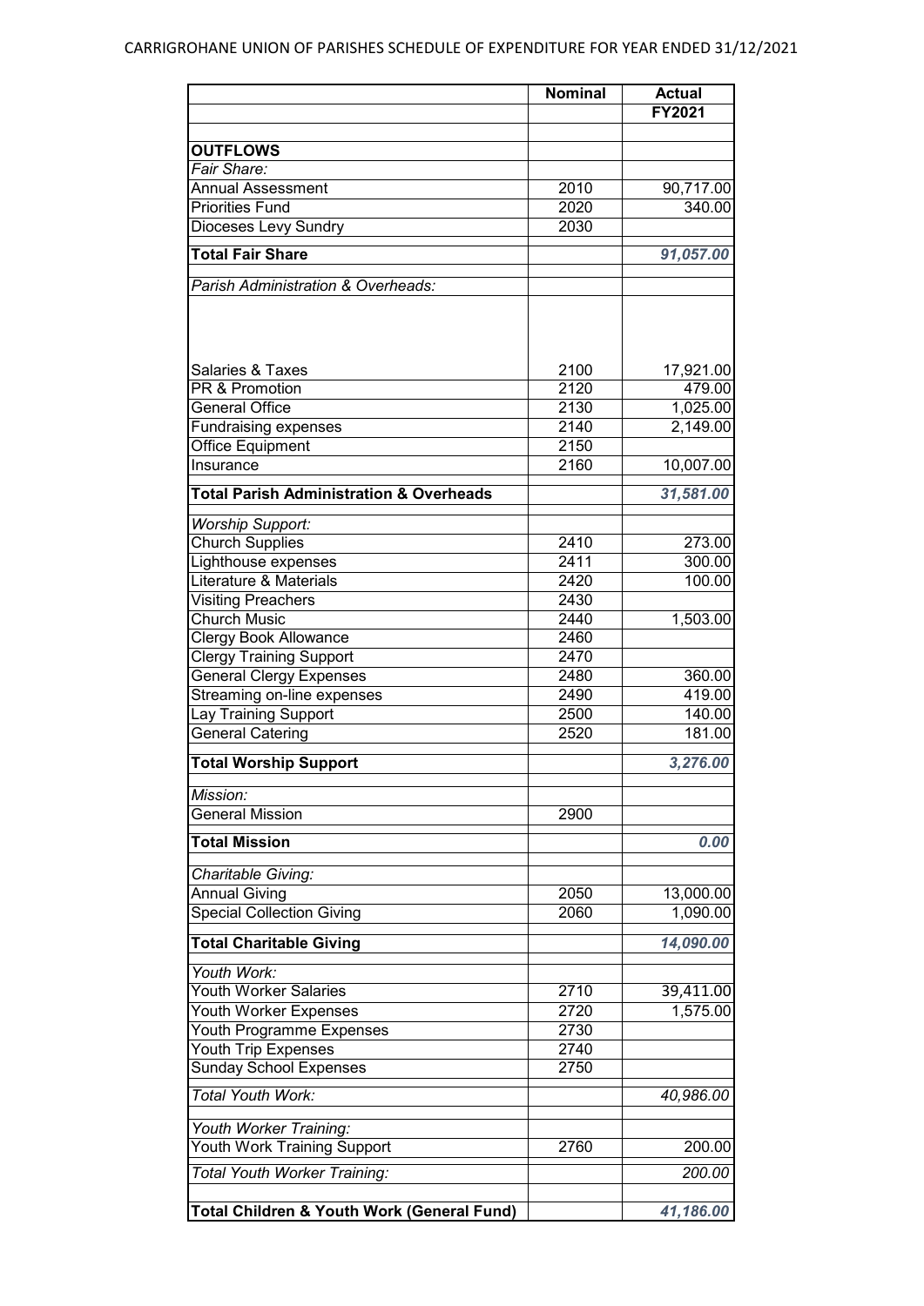CARRIGROHANE UNION OF PARISHES SCHEDULE OF EXPENDITURE FOR YEAR ENDED 31/12/2021

| | Nominal | Actual FY2021 |
|---|---|---|
| **OUTFLOWS** | | |
| *Fair Share:* | | |
| Annual Assessment | 2010 | 90,717.00 |
| Priorities Fund | 2020 | 340.00 |
| Dioceses Levy Sundry | 2030 | |
| **Total Fair Share** | | ***91,057.00*** |
| *Parish Administration & Overheads:* | | |
| Salaries & Taxes | 2100 | 17,921.00 |
| PR & Promotion | 2120 | 479.00 |
| General Office | 2130 | 1,025.00 |
| Fundraising expenses | 2140 | 2,149.00 |
| Office Equipment | 2150 | |
| Insurance | 2160 | 10,007.00 |
| **Total Parish Administration & Overheads** | | ***31,581.00*** |
| *Worship Support:* | | |
| Church Supplies | 2410 | 273.00 |
| Lighthouse expenses | 2411 | 300.00 |
| Literature & Materials | 2420 | 100.00 |
| Visiting Preachers | 2430 | |
| Church Music | 2440 | 1,503.00 |
| Clergy Book Allowance | 2460 | |
| Clergy Training Support | 2470 | |
| General Clergy Expenses | 2480 | 360.00 |
| Streaming on-line expenses | 2490 | 419.00 |
| Lay Training Support | 2500 | 140.00 |
| General Catering | 2520 | 181.00 |
| **Total Worship Support** | | ***3,276.00*** |
| *Mission:* | | |
| General Mission | 2900 | |
| **Total Mission** | | ***0.00*** |
| *Charitable Giving:* | | |
| Annual Giving | 2050 | 13,000.00 |
| Special Collection Giving | 2060 | 1,090.00 |
| **Total Charitable Giving** | | ***14,090.00*** |
| *Youth Work:* | | |
| Youth Worker Salaries | 2710 | 39,411.00 |
| Youth Worker Expenses | 2720 | 1,575.00 |
| Youth Programme Expenses | 2730 | |
| Youth Trip Expenses | 2740 | |
| Sunday School Expenses | 2750 | |
| *Total Youth Work:* | | *40,986.00* |
| *Youth Worker Training:* | | |
| Youth Work Training Support | 2760 | 200.00 |
| *Total Youth Worker Training:* | | *200.00* |
| **Total Children & Youth Work (General Fund)** | | ***41,186.00*** |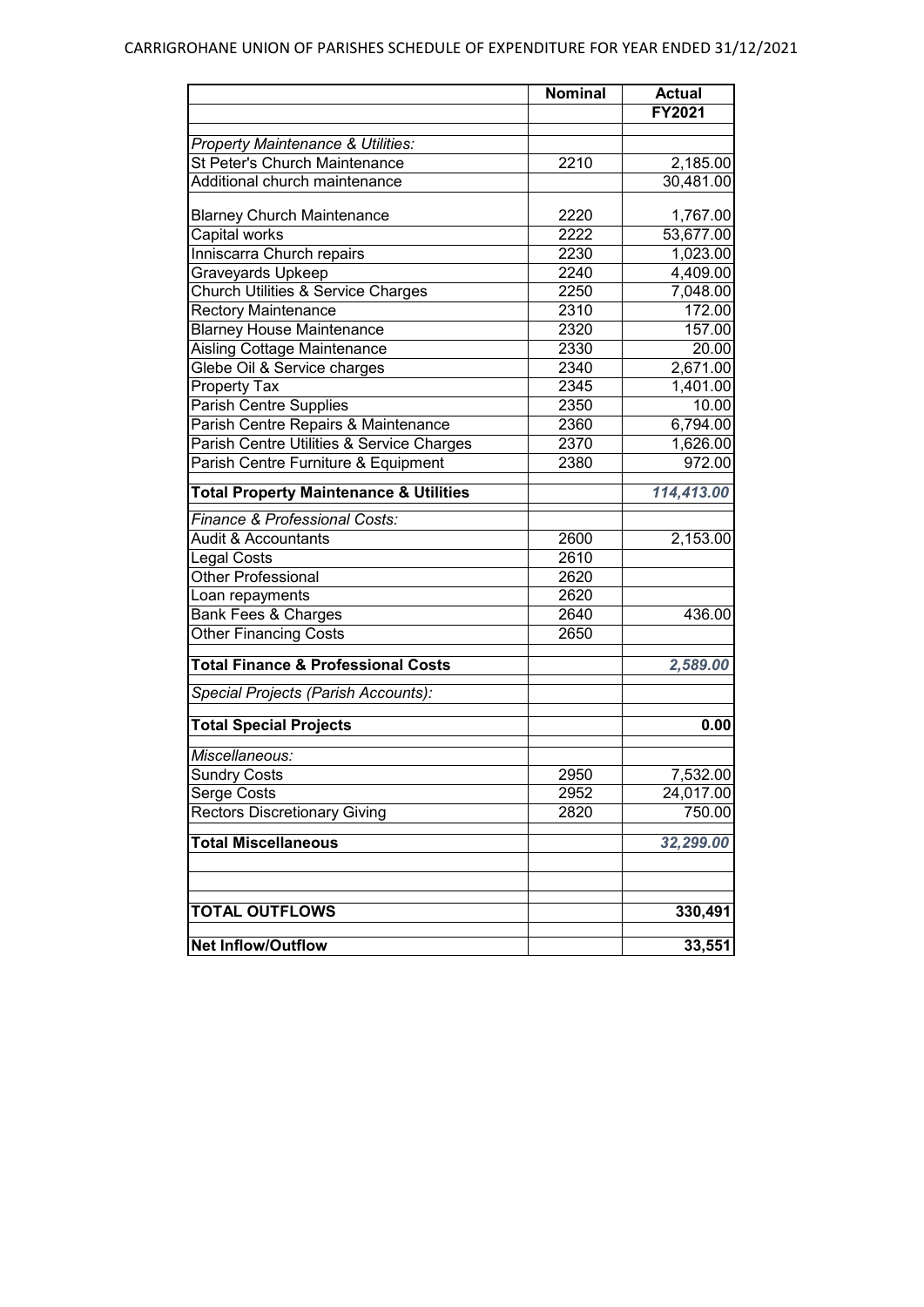CARRIGROHANE UNION OF PARISHES SCHEDULE OF EXPENDITURE FOR YEAR ENDED 31/12/2021

| | Nominal | Actual |
|---|---|---|
| | | **FY2021** |
| *Property Maintenance & Utilities:* | | |
| St Peter's Church Maintenance | 2210 | 2,185.00 |
| Additional church maintenance | | 30,481.00 |
| Blarney Church Maintenance | 2220 | 1,767.00 |
| Capital works | 2222 | 53,677.00 |
| Inniscarra Church repairs | 2230 | 1,023.00 |
| Graveyards Upkeep | 2240 | 4,409.00 |
| Church Utilities & Service Charges | 2250 | 7,048.00 |
| Rectory Maintenance | 2310 | 172.00 |
| Blarney House Maintenance | 2320 | 157.00 |
| Aisling Cottage Maintenance | 2330 | 20.00 |
| Glebe Oil & Service charges | 2340 | 2,671.00 |
| Property Tax | 2345 | 1,401.00 |
| Parish Centre Supplies | 2350 | 10.00 |
| Parish Centre Repairs & Maintenance | 2360 | 6,794.00 |
| Parish Centre Utilities & Service Charges | 2370 | 1,626.00 |
| Parish Centre Furniture & Equipment | 2380 | 972.00 |
| **Total Property Maintenance & Utilities** | | ***114,413.00*** |
| *Finance & Professional Costs:* | | |
| Audit & Accountants | 2600 | 2,153.00 |
| Legal Costs | 2610 | |
| Other Professional | 2620 | |
| Loan repayments | 2620 | |
| Bank Fees & Charges | 2640 | 436.00 |
| Other Financing Costs | 2650 | |
| **Total Finance & Professional Costs** | | ***2,589.00*** |
| *Special Projects (Parish Accounts):* | | |
| **Total Special Projects** | | **0.00** |
| *Miscellaneous:* | | |
| Sundry Costs | 2950 | 7,532.00 |
| Serge Costs | 2952 | 24,017.00 |
| Rectors Discretionary Giving | 2820 | 750.00 |
| **Total Miscellaneous** | | ***32,299.00*** |
| | | |
| | | |
| **TOTAL OUTFLOWS** | | **330,491** |
| **Net Inflow/Outflow** | | **33,551** |